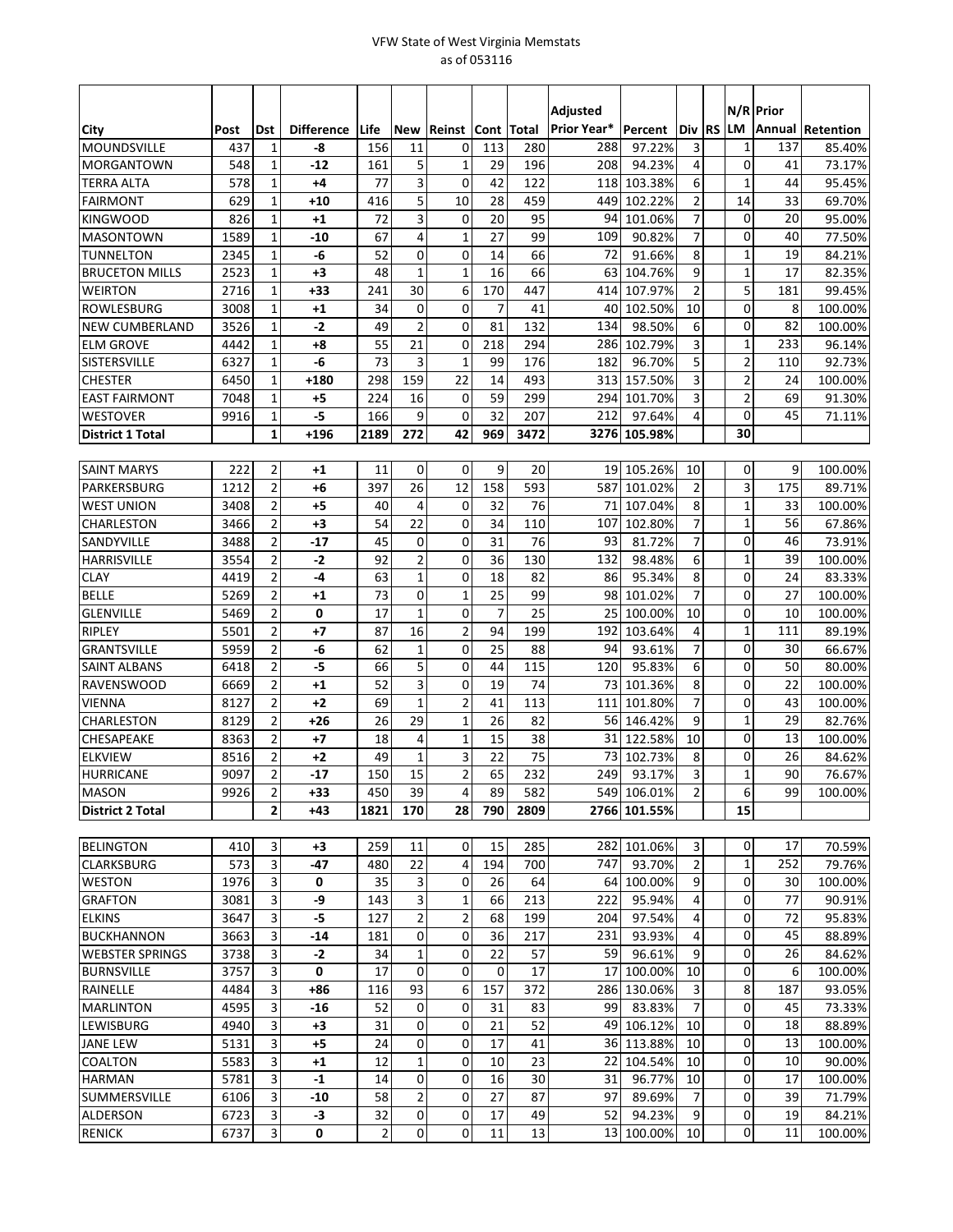VFW State of West Virginia Memstats
as of 053116

| City | Post | Dst | Difference | Life | New | Reinst | Cont | Total | Adjusted Prior Year* | Percent | Div | RS | N/R LM | Prior Annual | Retention |
|---|---|---|---|---|---|---|---|---|---|---|---|---|---|---|---|
| MOUNDSVILLE | 437 | 1 | -8 | 156 | 11 | 0 | 113 | 280 | 288 | 97.22% | 3 | | 1 | 137 | 85.40% |
| MORGANTOWN | 548 | 1 | -12 | 161 | 5 | 1 | 29 | 196 | 208 | 94.23% | 4 | | 0 | 41 | 73.17% |
| TERRA ALTA | 578 | 1 | +4 | 77 | 3 | 0 | 42 | 122 | 118 | 103.38% | 6 | | 1 | 44 | 95.45% |
| FAIRMONT | 629 | 1 | +10 | 416 | 5 | 10 | 28 | 459 | 449 | 102.22% | 2 | | 14 | 33 | 69.70% |
| KINGWOOD | 826 | 1 | +1 | 72 | 3 | 0 | 20 | 95 | 94 | 101.06% | 7 | | 0 | 20 | 95.00% |
| MASONTOWN | 1589 | 1 | -10 | 67 | 4 | 1 | 27 | 99 | 109 | 90.82% | 7 | | 0 | 40 | 77.50% |
| TUNNELTON | 2345 | 1 | -6 | 52 | 0 | 0 | 14 | 66 | 72 | 91.66% | 8 | | 1 | 19 | 84.21% |
| BRUCETON MILLS | 2523 | 1 | +3 | 48 | 1 | 1 | 16 | 66 | 63 | 104.76% | 9 | | 1 | 17 | 82.35% |
| WEIRTON | 2716 | 1 | +33 | 241 | 30 | 6 | 170 | 447 | 414 | 107.97% | 2 | | 5 | 181 | 99.45% |
| ROWLESBURG | 3008 | 1 | +1 | 34 | 0 | 0 | 7 | 41 | 40 | 102.50% | 10 | | 0 | 8 | 100.00% |
| NEW CUMBERLAND | 3526 | 1 | -2 | 49 | 2 | 0 | 81 | 132 | 134 | 98.50% | 6 | | 0 | 82 | 100.00% |
| ELM GROVE | 4442 | 1 | +8 | 55 | 21 | 0 | 218 | 294 | 286 | 102.79% | 3 | | 1 | 233 | 96.14% |
| SISTERSVILLE | 6327 | 1 | -6 | 73 | 3 | 1 | 99 | 176 | 182 | 96.70% | 5 | | 2 | 110 | 92.73% |
| CHESTER | 6450 | 1 | +180 | 298 | 159 | 22 | 14 | 493 | 313 | 157.50% | 3 | | 2 | 24 | 100.00% |
| EAST FAIRMONT | 7048 | 1 | +5 | 224 | 16 | 0 | 59 | 299 | 294 | 101.70% | 3 | | 2 | 69 | 91.30% |
| WESTOVER | 9916 | 1 | -5 | 166 | 9 | 0 | 32 | 207 | 212 | 97.64% | 4 | | 0 | 45 | 71.11% |
| **District 1 Total** | | **1** | **+196** | **2189** | **272** | **42** | **969** | **3472** | **3276** | **105.98%** | | | **30** | | |
| | | | | | | | | | | | | | | | |
| SAINT MARYS | 222 | 2 | +1 | 11 | 0 | 0 | 9 | 20 | 19 | 105.26% | 10 | | 0 | 9 | 100.00% |
| PARKERSBURG | 1212 | 2 | +6 | 397 | 26 | 12 | 158 | 593 | 587 | 101.02% | 2 | | 3 | 175 | 89.71% |
| WEST UNION | 3408 | 2 | +5 | 40 | 4 | 0 | 32 | 76 | 71 | 107.04% | 8 | | 1 | 33 | 100.00% |
| CHARLESTON | 3466 | 2 | +3 | 54 | 22 | 0 | 34 | 110 | 107 | 102.80% | 7 | | 1 | 56 | 67.86% |
| SANDYVILLE | 3488 | 2 | -17 | 45 | 0 | 0 | 31 | 76 | 93 | 81.72% | 7 | | 0 | 46 | 73.91% |
| HARRISVILLE | 3554 | 2 | -2 | 92 | 2 | 0 | 36 | 130 | 132 | 98.48% | 6 | | 1 | 39 | 100.00% |
| CLAY | 4419 | 2 | -4 | 63 | 1 | 0 | 18 | 82 | 86 | 95.34% | 8 | | 0 | 24 | 83.33% |
| BELLE | 5269 | 2 | +1 | 73 | 0 | 1 | 25 | 99 | 98 | 101.02% | 7 | | 0 | 27 | 100.00% |
| GLENVILLE | 5469 | 2 | 0 | 17 | 1 | 0 | 7 | 25 | 25 | 100.00% | 10 | | 0 | 10 | 100.00% |
| RIPLEY | 5501 | 2 | +7 | 87 | 16 | 2 | 94 | 199 | 192 | 103.64% | 4 | | 1 | 111 | 89.19% |
| GRANTSVILLE | 5959 | 2 | -6 | 62 | 1 | 0 | 25 | 88 | 94 | 93.61% | 7 | | 0 | 30 | 66.67% |
| SAINT ALBANS | 6418 | 2 | -5 | 66 | 5 | 0 | 44 | 115 | 120 | 95.83% | 6 | | 0 | 50 | 80.00% |
| RAVENSWOOD | 6669 | 2 | +1 | 52 | 3 | 0 | 19 | 74 | 73 | 101.36% | 8 | | 0 | 22 | 100.00% |
| VIENNA | 8127 | 2 | +2 | 69 | 1 | 2 | 41 | 113 | 111 | 101.80% | 7 | | 0 | 43 | 100.00% |
| CHARLESTON | 8129 | 2 | +26 | 26 | 29 | 1 | 26 | 82 | 56 | 146.42% | 9 | | 1 | 29 | 82.76% |
| CHESAPEAKE | 8363 | 2 | +7 | 18 | 4 | 1 | 15 | 38 | 31 | 122.58% | 10 | | 0 | 13 | 100.00% |
| ELKVIEW | 8516 | 2 | +2 | 49 | 1 | 3 | 22 | 75 | 73 | 102.73% | 8 | | 0 | 26 | 84.62% |
| HURRICANE | 9097 | 2 | -17 | 150 | 15 | 2 | 65 | 232 | 249 | 93.17% | 3 | | 1 | 90 | 76.67% |
| MASON | 9926 | 2 | +33 | 450 | 39 | 4 | 89 | 582 | 549 | 106.01% | 2 | | 6 | 99 | 100.00% |
| **District 2 Total** | | **2** | **+43** | **1821** | **170** | **28** | **790** | **2809** | **2766** | **101.55%** | | | **15** | | |
| | | | | | | | | | | | | | | | |
| BELINGTON | 410 | 3 | +3 | 259 | 11 | 0 | 15 | 285 | 282 | 101.06% | 3 | | 0 | 17 | 70.59% |
| CLARKSBURG | 573 | 3 | -47 | 480 | 22 | 4 | 194 | 700 | 747 | 93.70% | 2 | | 1 | 252 | 79.76% |
| WESTON | 1976 | 3 | 0 | 35 | 3 | 0 | 26 | 64 | 64 | 100.00% | 9 | | 0 | 30 | 100.00% |
| GRAFTON | 3081 | 3 | -9 | 143 | 3 | 1 | 66 | 213 | 222 | 95.94% | 4 | | 0 | 77 | 90.91% |
| ELKINS | 3647 | 3 | -5 | 127 | 2 | 2 | 68 | 199 | 204 | 97.54% | 4 | | 0 | 72 | 95.83% |
| BUCKHANNON | 3663 | 3 | -14 | 181 | 0 | 0 | 36 | 217 | 231 | 93.93% | 4 | | 0 | 45 | 88.89% |
| WEBSTER SPRINGS | 3738 | 3 | -2 | 34 | 1 | 0 | 22 | 57 | 59 | 96.61% | 9 | | 0 | 26 | 84.62% |
| BURNSVILLE | 3757 | 3 | 0 | 17 | 0 | 0 | 0 | 17 | 17 | 100.00% | 10 | | 0 | 6 | 100.00% |
| RAINELLE | 4484 | 3 | +86 | 116 | 93 | 6 | 157 | 372 | 286 | 130.06% | 3 | | 8 | 187 | 93.05% |
| MARLINTON | 4595 | 3 | -16 | 52 | 0 | 0 | 31 | 83 | 99 | 83.83% | 7 | | 0 | 45 | 73.33% |
| LEWISBURG | 4940 | 3 | +3 | 31 | 0 | 0 | 21 | 52 | 49 | 106.12% | 10 | | 0 | 18 | 88.89% |
| JANE LEW | 5131 | 3 | +5 | 24 | 0 | 0 | 17 | 41 | 36 | 113.88% | 10 | | 0 | 13 | 100.00% |
| COALTON | 5583 | 3 | +1 | 12 | 1 | 0 | 10 | 23 | 22 | 104.54% | 10 | | 0 | 10 | 90.00% |
| HARMAN | 5781 | 3 | -1 | 14 | 0 | 0 | 16 | 30 | 31 | 96.77% | 10 | | 0 | 17 | 100.00% |
| SUMMERSVILLE | 6106 | 3 | -10 | 58 | 2 | 0 | 27 | 87 | 97 | 89.69% | 7 | | 0 | 39 | 71.79% |
| ALDERSON | 6723 | 3 | -3 | 32 | 0 | 0 | 17 | 49 | 52 | 94.23% | 9 | | 0 | 19 | 84.21% |
| RENICK | 6737 | 3 | 0 | 2 | 0 | 0 | 11 | 13 | 13 | 100.00% | 10 | | 0 | 11 | 100.00% |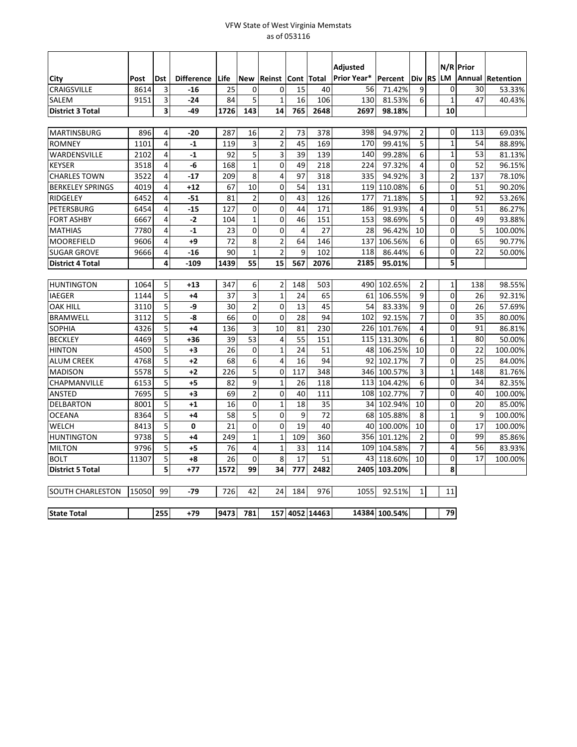VFW State of West Virginia Memstats
as of 053116

| City | Post | Dst | Difference | Life | New | Reinst | Cont | Total | Adjusted Prior Year* | Percent | Div | RS | N/R LM | Prior Annual | Retention |
|---|---|---|---|---|---|---|---|---|---|---|---|---|---|---|---|
| CRAIGSVILLE | 8614 | 3 | -16 | 25 | 0 | 0 | 15 | 40 | 56 | 71.42% | 9 | | 0 | 30 | 53.33% |
| SALEM | 9151 | 3 | -24 | 84 | 5 | 1 | 16 | 106 | 130 | 81.53% | 6 | | 1 | 47 | 40.43% |
| **District 3 Total** | | **3** | **-49** | **1726** | **143** | **14** | **765** | **2648** | **2697** | **98.18%** | | | **10** | | |
| | | | | | | | | | | | | | | | |
| MARTINSBURG | 896 | 4 | -20 | 287 | 16 | 2 | 73 | 378 | 398 | 94.97% | 2 | | 0 | 113 | 69.03% |
| ROMNEY | 1101 | 4 | -1 | 119 | 3 | 2 | 45 | 169 | 170 | 99.41% | 5 | | 1 | 54 | 88.89% |
| WARDENSVILLE | 2102 | 4 | -1 | 92 | 5 | 3 | 39 | 139 | 140 | 99.28% | 6 | | 1 | 53 | 81.13% |
| KEYSER | 3518 | 4 | -6 | 168 | 1 | 0 | 49 | 218 | 224 | 97.32% | 4 | | 0 | 52 | 96.15% |
| CHARLES TOWN | 3522 | 4 | -17 | 209 | 8 | 4 | 97 | 318 | 335 | 94.92% | 3 | | 2 | 137 | 78.10% |
| BERKELEY SPRINGS | 4019 | 4 | +12 | 67 | 10 | 0 | 54 | 131 | 119 | 110.08% | 6 | | 0 | 51 | 90.20% |
| RIDGELEY | 6452 | 4 | -51 | 81 | 2 | 0 | 43 | 126 | 177 | 71.18% | 5 | | 1 | 92 | 53.26% |
| PETERSBURG | 6454 | 4 | -15 | 127 | 0 | 0 | 44 | 171 | 186 | 91.93% | 4 | | 0 | 51 | 86.27% |
| FORT ASHBY | 6667 | 4 | -2 | 104 | 1 | 0 | 46 | 151 | 153 | 98.69% | 5 | | 0 | 49 | 93.88% |
| MATHIAS | 7780 | 4 | -1 | 23 | 0 | 0 | 4 | 27 | 28 | 96.42% | 10 | | 0 | 5 | 100.00% |
| MOOREFIELD | 9606 | 4 | +9 | 72 | 8 | 2 | 64 | 146 | 137 | 106.56% | 6 | | 0 | 65 | 90.77% |
| SUGAR GROVE | 9666 | 4 | -16 | 90 | 1 | 2 | 9 | 102 | 118 | 86.44% | 6 | | 0 | 22 | 50.00% |
| **District 4 Total** | | **4** | **-109** | **1439** | **55** | **15** | **567** | **2076** | **2185** | **95.01%** | | | **5** | | |
| | | | | | | | | | | | | | | | |
| HUNTINGTON | 1064 | 5 | +13 | 347 | 6 | 2 | 148 | 503 | 490 | 102.65% | 2 | | 1 | 138 | 98.55% |
| IAEGER | 1144 | 5 | +4 | 37 | 3 | 1 | 24 | 65 | 61 | 106.55% | 9 | | 0 | 26 | 92.31% |
| OAK HILL | 3110 | 5 | -9 | 30 | 2 | 0 | 13 | 45 | 54 | 83.33% | 9 | | 0 | 26 | 57.69% |
| BRAMWELL | 3112 | 5 | -8 | 66 | 0 | 0 | 28 | 94 | 102 | 92.15% | 7 | | 0 | 35 | 80.00% |
| SOPHIA | 4326 | 5 | +4 | 136 | 3 | 10 | 81 | 230 | 226 | 101.76% | 4 | | 0 | 91 | 86.81% |
| BECKLEY | 4469 | 5 | +36 | 39 | 53 | 4 | 55 | 151 | 115 | 131.30% | 6 | | 1 | 80 | 50.00% |
| HINTON | 4500 | 5 | +3 | 26 | 0 | 1 | 24 | 51 | 48 | 106.25% | 10 | | 0 | 22 | 100.00% |
| ALUM CREEK | 4768 | 5 | +2 | 68 | 6 | 4 | 16 | 94 | 92 | 102.17% | 7 | | 0 | 25 | 84.00% |
| MADISON | 5578 | 5 | +2 | 226 | 5 | 0 | 117 | 348 | 346 | 100.57% | 3 | | 1 | 148 | 81.76% |
| CHAPMANVILLE | 6153 | 5 | +5 | 82 | 9 | 1 | 26 | 118 | 113 | 104.42% | 6 | | 0 | 34 | 82.35% |
| ANSTED | 7695 | 5 | +3 | 69 | 2 | 0 | 40 | 111 | 108 | 102.77% | 7 | | 0 | 40 | 100.00% |
| DELBARTON | 8001 | 5 | +1 | 16 | 0 | 1 | 18 | 35 | 34 | 102.94% | 10 | | 0 | 20 | 85.00% |
| OCEANA | 8364 | 5 | +4 | 58 | 5 | 0 | 9 | 72 | 68 | 105.88% | 8 | | 1 | 9 | 100.00% |
| WELCH | 8413 | 5 | 0 | 21 | 0 | 0 | 19 | 40 | 40 | 100.00% | 10 | | 0 | 17 | 100.00% |
| HUNTINGTON | 9738 | 5 | +4 | 249 | 1 | 1 | 109 | 360 | 356 | 101.12% | 2 | | 0 | 99 | 85.86% |
| MILTON | 9796 | 5 | +5 | 76 | 4 | 1 | 33 | 114 | 109 | 104.58% | 7 | | 4 | 56 | 83.93% |
| BOLT | 11307 | 5 | +8 | 26 | 0 | 8 | 17 | 51 | 43 | 118.60% | 10 | | 0 | 17 | 100.00% |
| **District 5 Total** | | **5** | **+77** | **1572** | **99** | **34** | **777** | **2482** | **2405** | **103.20%** | | | **8** | | |
| | | | | | | | | | | | | | | | |
| SOUTH CHARLESTON | 15050 | 99 | -79 | 726 | 42 | 24 | 184 | 976 | 1055 | 92.51% | 1 | | 11 | | |
| | | | | | | | | | | | | | | | |
| **State Total** | | **255** | **+79** | **9473** | **781** | **157** | **4052** | **14463** | **14384** | **100.54%** | | | **79** | | |